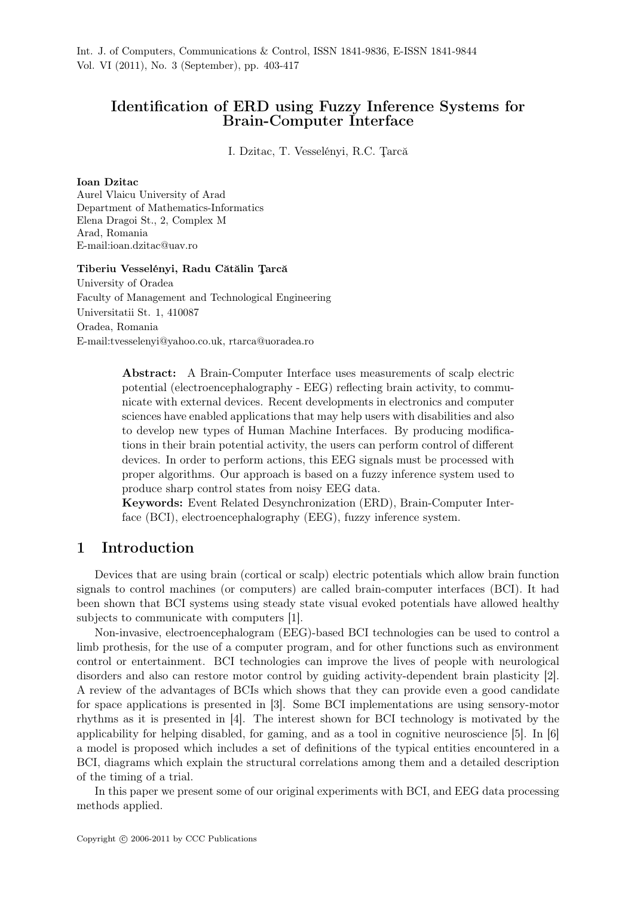# Identification of ERD using Fuzzy Inference Systems for Brain-Computer Interface

I. Dzitac, T. Vesselényi, R.C. Ţarcă

**Ioan Dzitac**
Aurel Vlaicu University of Arad
Department of Mathematics-Informatics
Elena Dragoi St., 2, Complex M
Arad, Romania
E-mail:ioan.dzitac@uav.ro

**Tiberiu Vesselényi, Radu Cătălin Ţarcă**
University of Oradea
Faculty of Management and Technological Engineering
Universitatii St. 1, 410087
Oradea, Romania
E-mail:tvesselenyi@yahoo.co.uk, rtarca@uoradea.ro

**Abstract:** A Brain-Computer Interface uses measurements of scalp electric potential (electroencephalography - EEG) reflecting brain activity, to communicate with external devices. Recent developments in electronics and computer sciences have enabled applications that may help users with disabilities and also to develop new types of Human Machine Interfaces. By producing modifications in their brain potential activity, the users can perform control of different devices. In order to perform actions, this EEG signals must be processed with proper algorithms. Our approach is based on a fuzzy inference system used to produce sharp control states from noisy EEG data.

**Keywords:** Event Related Desynchronization (ERD), Brain-Computer Interface (BCI), electroencephalography (EEG), fuzzy inference system.

## 1 Introduction

Devices that are using brain (cortical or scalp) electric potentials which allow brain function signals to control machines (or computers) are called brain-computer interfaces (BCI). It had been shown that BCI systems using steady state visual evoked potentials have allowed healthy subjects to communicate with computers [1].

Non-invasive, electroencephalogram (EEG)-based BCI technologies can be used to control a limb prothesis, for the use of a computer program, and for other functions such as environment control or entertainment. BCI technologies can improve the lives of people with neurological disorders and also can restore motor control by guiding activity-dependent brain plasticity [2]. A review of the advantages of BCIs which shows that they can provide even a good candidate for space applications is presented in [3]. Some BCI implementations are using sensory-motor rhythms as it is presented in [4]. The interest shown for BCI technology is motivated by the applicability for helping disabled, for gaming, and as a tool in cognitive neuroscience [5]. In [6] a model is proposed which includes a set of definitions of the typical entities encountered in a BCI, diagrams which explain the structural correlations among them and a detailed description of the timing of a trial.

In this paper we present some of our original experiments with BCI, and EEG data processing methods applied.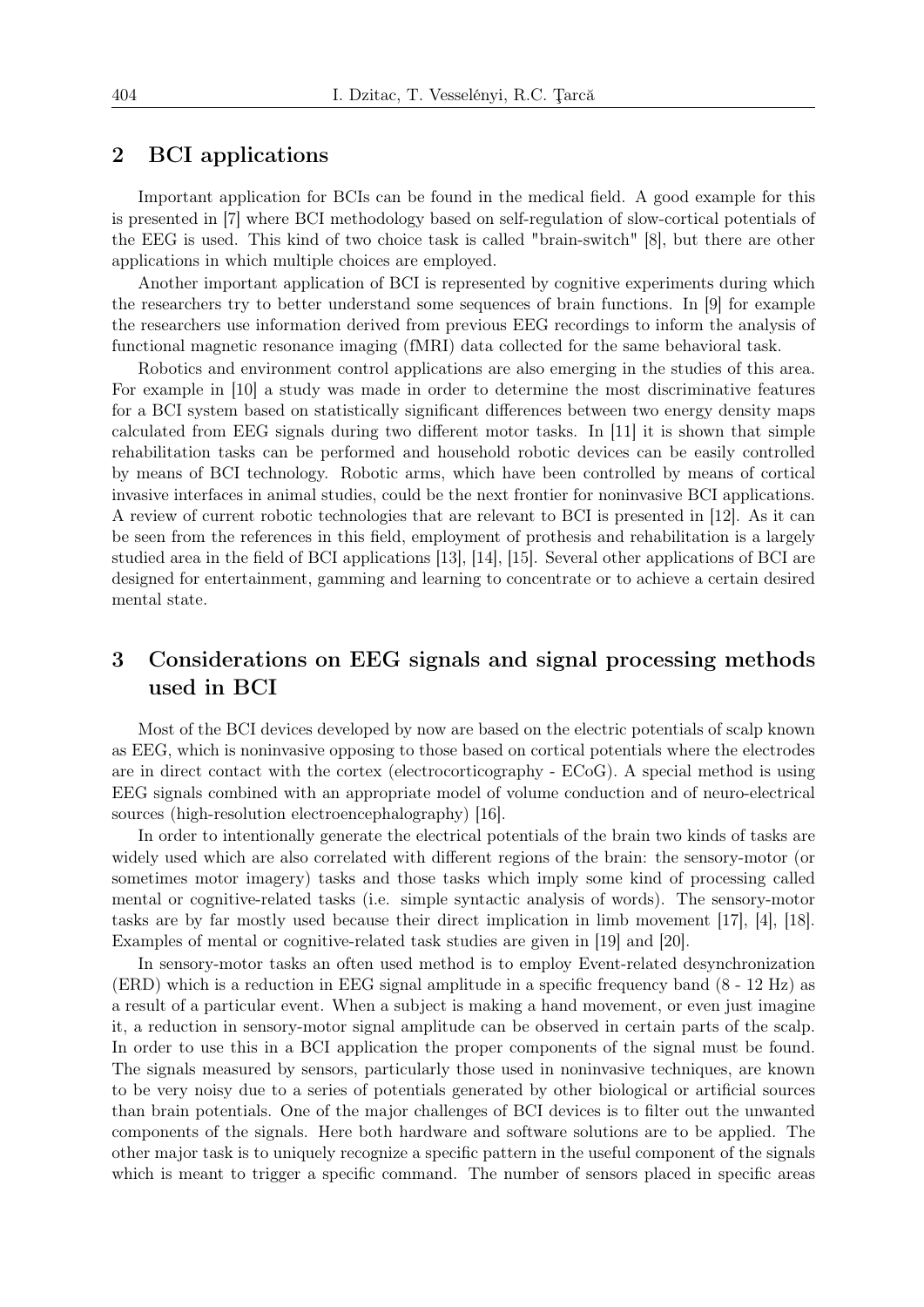## 2 BCI applications

Important application for BCIs can be found in the medical field. A good example for this is presented in [7] where BCI methodology based on self-regulation of slow-cortical potentials of the EEG is used. This kind of two choice task is called "brain-switch" [8], but there are other applications in which multiple choices are employed.

Another important application of BCI is represented by cognitive experiments during which the researchers try to better understand some sequences of brain functions. In [9] for example the researchers use information derived from previous EEG recordings to inform the analysis of functional magnetic resonance imaging (fMRI) data collected for the same behavioral task.

Robotics and environment control applications are also emerging in the studies of this area. For example in [10] a study was made in order to determine the most discriminative features for a BCI system based on statistically significant differences between two energy density maps calculated from EEG signals during two different motor tasks. In [11] it is shown that simple rehabilitation tasks can be performed and household robotic devices can be easily controlled by means of BCI technology. Robotic arms, which have been controlled by means of cortical invasive interfaces in animal studies, could be the next frontier for noninvasive BCI applications. A review of current robotic technologies that are relevant to BCI is presented in [12]. As it can be seen from the references in this field, employment of prothesis and rehabilitation is a largely studied area in the field of BCI applications [13], [14], [15]. Several other applications of BCI are designed for entertainment, gamming and learning to concentrate or to achieve a certain desired mental state.

## 3 Considerations on EEG signals and signal processing methods used in BCI

Most of the BCI devices developed by now are based on the electric potentials of scalp known as EEG, which is noninvasive opposing to those based on cortical potentials where the electrodes are in direct contact with the cortex (electrocorticography - ECoG). A special method is using EEG signals combined with an appropriate model of volume conduction and of neuro-electrical sources (high-resolution electroencephalography) [16].

In order to intentionally generate the electrical potentials of the brain two kinds of tasks are widely used which are also correlated with different regions of the brain: the sensory-motor (or sometimes motor imagery) tasks and those tasks which imply some kind of processing called mental or cognitive-related tasks (i.e. simple syntactic analysis of words). The sensory-motor tasks are by far mostly used because their direct implication in limb movement [17], [4], [18]. Examples of mental or cognitive-related task studies are given in [19] and [20].

In sensory-motor tasks an often used method is to employ Event-related desynchronization (ERD) which is a reduction in EEG signal amplitude in a specific frequency band (8 - 12 Hz) as a result of a particular event. When a subject is making a hand movement, or even just imagine it, a reduction in sensory-motor signal amplitude can be observed in certain parts of the scalp. In order to use this in a BCI application the proper components of the signal must be found. The signals measured by sensors, particularly those used in noninvasive techniques, are known to be very noisy due to a series of potentials generated by other biological or artificial sources than brain potentials. One of the major challenges of BCI devices is to filter out the unwanted components of the signals. Here both hardware and software solutions are to be applied. The other major task is to uniquely recognize a specific pattern in the useful component of the signals which is meant to trigger a specific command. The number of sensors placed in specific areas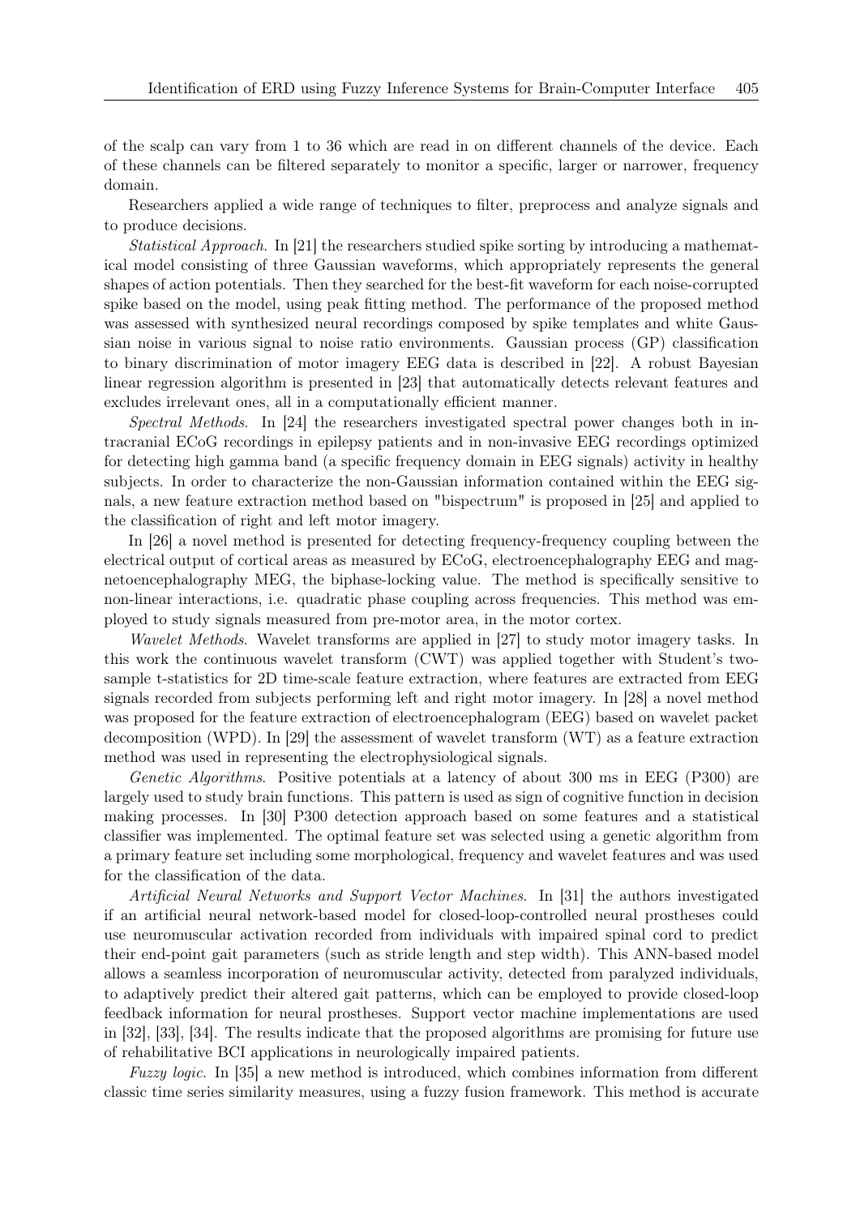of the scalp can vary from 1 to 36 which are read in on different channels of the device. Each of these channels can be filtered separately to monitor a specific, larger or narrower, frequency domain.

Researchers applied a wide range of techniques to filter, preprocess and analyze signals and to produce decisions.

*Statistical Approach*. In [21] the researchers studied spike sorting by introducing a mathematical model consisting of three Gaussian waveforms, which appropriately represents the general shapes of action potentials. Then they searched for the best-fit waveform for each noise-corrupted spike based on the model, using peak fitting method. The performance of the proposed method was assessed with synthesized neural recordings composed by spike templates and white Gaussian noise in various signal to noise ratio environments. Gaussian process (GP) classification to binary discrimination of motor imagery EEG data is described in [22]. A robust Bayesian linear regression algorithm is presented in [23] that automatically detects relevant features and excludes irrelevant ones, all in a computationally efficient manner.

*Spectral Methods*. In [24] the researchers investigated spectral power changes both in intracranial ECoG recordings in epilepsy patients and in non-invasive EEG recordings optimized for detecting high gamma band (a specific frequency domain in EEG signals) activity in healthy subjects. In order to characterize the non-Gaussian information contained within the EEG signals, a new feature extraction method based on "bispectrum" is proposed in [25] and applied to the classification of right and left motor imagery.

In [26] a novel method is presented for detecting frequency-frequency coupling between the electrical output of cortical areas as measured by ECoG, electroencephalography EEG and magnetoencephalography MEG, the biphase-locking value. The method is specifically sensitive to non-linear interactions, i.e. quadratic phase coupling across frequencies. This method was employed to study signals measured from pre-motor area, in the motor cortex.

*Wavelet Methods*. Wavelet transforms are applied in [27] to study motor imagery tasks. In this work the continuous wavelet transform (CWT) was applied together with Student's two-sample t-statistics for 2D time-scale feature extraction, where features are extracted from EEG signals recorded from subjects performing left and right motor imagery. In [28] a novel method was proposed for the feature extraction of electroencephalogram (EEG) based on wavelet packet decomposition (WPD). In [29] the assessment of wavelet transform (WT) as a feature extraction method was used in representing the electrophysiological signals.

*Genetic Algorithms*. Positive potentials at a latency of about 300 ms in EEG (P300) are largely used to study brain functions. This pattern is used as sign of cognitive function in decision making processes. In [30] P300 detection approach based on some features and a statistical classifier was implemented. The optimal feature set was selected using a genetic algorithm from a primary feature set including some morphological, frequency and wavelet features and was used for the classification of the data.

*Artificial Neural Networks and Support Vector Machines*. In [31] the authors investigated if an artificial neural network-based model for closed-loop-controlled neural prostheses could use neuromuscular activation recorded from individuals with impaired spinal cord to predict their end-point gait parameters (such as stride length and step width). This ANN-based model allows a seamless incorporation of neuromuscular activity, detected from paralyzed individuals, to adaptively predict their altered gait patterns, which can be employed to provide closed-loop feedback information for neural prostheses. Support vector machine implementations are used in [32], [33], [34]. The results indicate that the proposed algorithms are promising for future use of rehabilitative BCI applications in neurologically impaired patients.

*Fuzzy logic*. In [35] a new method is introduced, which combines information from different classic time series similarity measures, using a fuzzy fusion framework. This method is accurate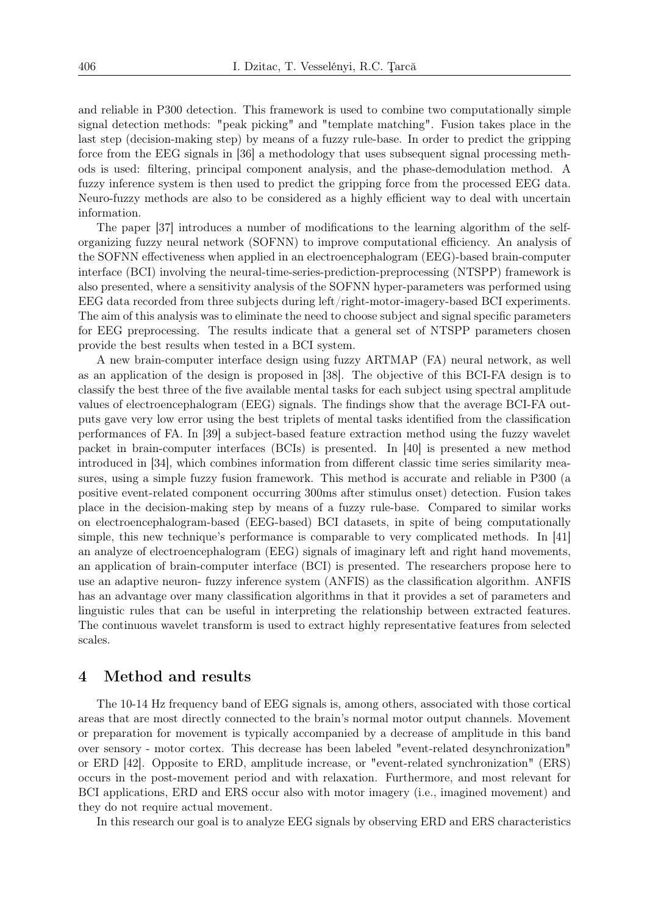and reliable in P300 detection. This framework is used to combine two computationally simple signal detection methods: "peak picking" and "template matching". Fusion takes place in the last step (decision-making step) by means of a fuzzy rule-base. In order to predict the gripping force from the EEG signals in [36] a methodology that uses subsequent signal processing methods is used: filtering, principal component analysis, and the phase-demodulation method. A fuzzy inference system is then used to predict the gripping force from the processed EEG data. Neuro-fuzzy methods are also to be considered as a highly efficient way to deal with uncertain information.

The paper [37] introduces a number of modifications to the learning algorithm of the self-organizing fuzzy neural network (SOFNN) to improve computational efficiency. An analysis of the SOFNN effectiveness when applied in an electroencephalogram (EEG)-based brain-computer interface (BCI) involving the neural-time-series-prediction-preprocessing (NTSPP) framework is also presented, where a sensitivity analysis of the SOFNN hyper-parameters was performed using EEG data recorded from three subjects during left/right-motor-imagery-based BCI experiments. The aim of this analysis was to eliminate the need to choose subject and signal specific parameters for EEG preprocessing. The results indicate that a general set of NTSPP parameters chosen provide the best results when tested in a BCI system.

A new brain-computer interface design using fuzzy ARTMAP (FA) neural network, as well as an application of the design is proposed in [38]. The objective of this BCI-FA design is to classify the best three of the five available mental tasks for each subject using spectral amplitude values of electroencephalogram (EEG) signals. The findings show that the average BCI-FA outputs gave very low error using the best triplets of mental tasks identified from the classification performances of FA. In [39] a subject-based feature extraction method using the fuzzy wavelet packet in brain-computer interfaces (BCIs) is presented. In [40] is presented a new method introduced in [34], which combines information from different classic time series similarity measures, using a simple fuzzy fusion framework. This method is accurate and reliable in P300 (a positive event-related component occurring 300ms after stimulus onset) detection. Fusion takes place in the decision-making step by means of a fuzzy rule-base. Compared to similar works on electroencephalogram-based (EEG-based) BCI datasets, in spite of being computationally simple, this new technique's performance is comparable to very complicated methods. In [41] an analyze of electroencephalogram (EEG) signals of imaginary left and right hand movements, an application of brain-computer interface (BCI) is presented. The researchers propose here to use an adaptive neuron- fuzzy inference system (ANFIS) as the classification algorithm. ANFIS has an advantage over many classification algorithms in that it provides a set of parameters and linguistic rules that can be useful in interpreting the relationship between extracted features. The continuous wavelet transform is used to extract highly representative features from selected scales.

## 4 Method and results

The 10-14 Hz frequency band of EEG signals is, among others, associated with those cortical areas that are most directly connected to the brain's normal motor output channels. Movement or preparation for movement is typically accompanied by a decrease of amplitude in this band over sensory - motor cortex. This decrease has been labeled "event-related desynchronization" or ERD [42]. Opposite to ERD, amplitude increase, or "event-related synchronization" (ERS) occurs in the post-movement period and with relaxation. Furthermore, and most relevant for BCI applications, ERD and ERS occur also with motor imagery (i.e., imagined movement) and they do not require actual movement.

In this research our goal is to analyze EEG signals by observing ERD and ERS characteristics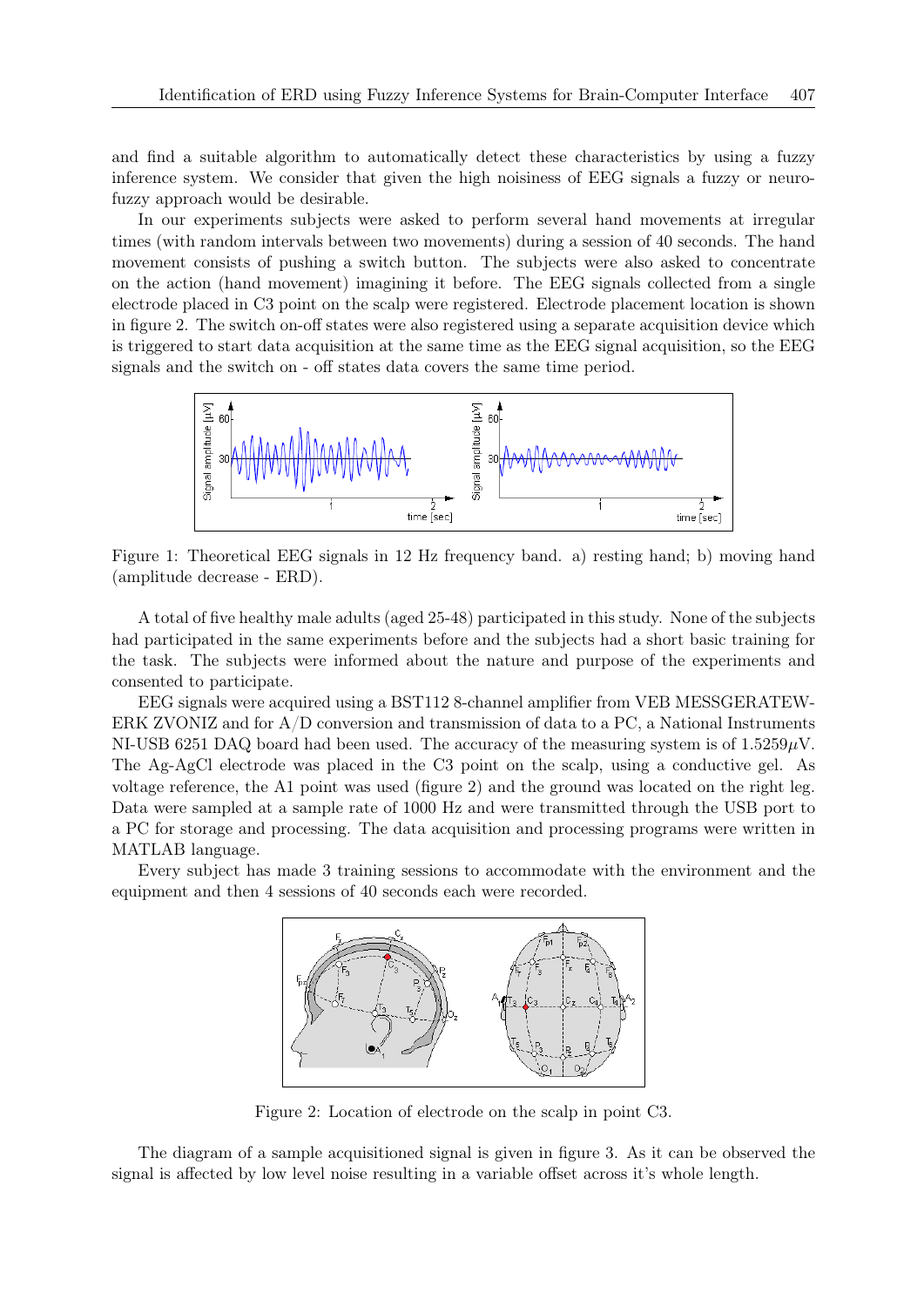and find a suitable algorithm to automatically detect these characteristics by using a fuzzy inference system. We consider that given the high noisiness of EEG signals a fuzzy or neuro-fuzzy approach would be desirable.

In our experiments subjects were asked to perform several hand movements at irregular times (with random intervals between two movements) during a session of 40 seconds. The hand movement consists of pushing a switch button. The subjects were also asked to concentrate on the action (hand movement) imagining it before. The EEG signals collected from a single electrode placed in C3 point on the scalp were registered. Electrode placement location is shown in figure 2. The switch on-off states were also registered using a separate acquisition device which is triggered to start data acquisition at the same time as the EEG signal acquisition, so the EEG signals and the switch on - off states data covers the same time period.

Figure 1: Theoretical EEG signals in 12 Hz frequency band. a) resting hand; b) moving hand (amplitude decrease - ERD).

A total of five healthy male adults (aged 25-48) participated in this study. None of the subjects had participated in the same experiments before and the subjects had a short basic training for the task. The subjects were informed about the nature and purpose of the experiments and consented to participate.

EEG signals were acquired using a BST112 8-channel amplifier from VEB MESSGERATEWERK ZVONIZ and for A/D conversion and transmission of data to a PC, a National Instruments NI-USB 6251 DAQ board had been used. The accuracy of the measuring system is of $1.5259\mu$V. The Ag-AgCl electrode was placed in the C3 point on the scalp, using a conductive gel. As voltage reference, the A1 point was used (figure 2) and the ground was located on the right leg. Data were sampled at a sample rate of 1000 Hz and were transmitted through the USB port to a PC for storage and processing. The data acquisition and processing programs were written in MATLAB language.

Every subject has made 3 training sessions to accommodate with the environment and the equipment and then 4 sessions of 40 seconds each were recorded.

Figure 2: Location of electrode on the scalp in point C3.

The diagram of a sample acquisitioned signal is given in figure 3. As it can be observed the signal is affected by low level noise resulting in a variable offset across it's whole length.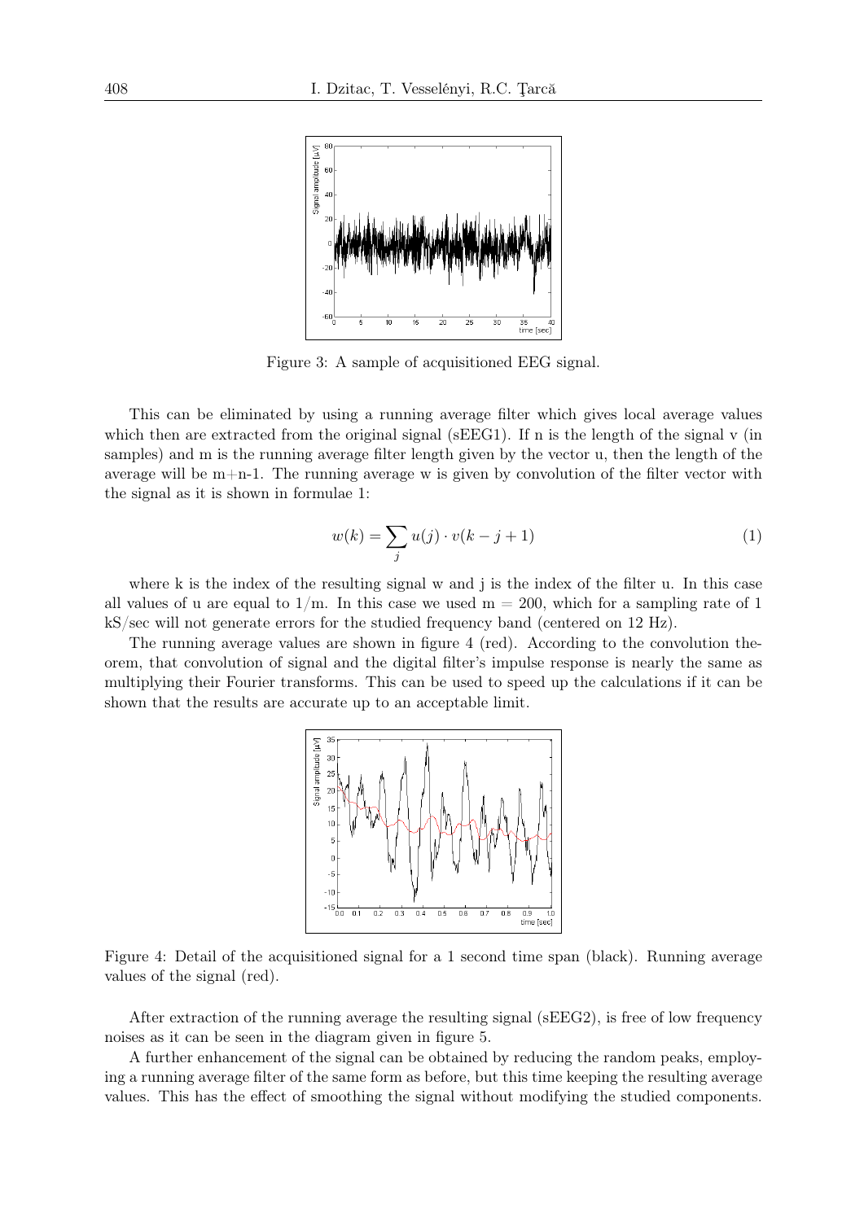Figure 3: A sample of acquisitioned EEG signal.

This can be eliminated by using a running average filter which gives local average values which then are extracted from the original signal (sEEG1). If n is the length of the signal v (in samples) and m is the running average filter length given by the vector u, then the length of the average will be m+n-1. The running average w is given by convolution of the filter vector with the signal as it is shown in formulae 1:

$$w(k) = \sum_{j} u(j) \cdot v(k - j + 1) \tag{1}$$

where k is the index of the resulting signal w and j is the index of the filter u. In this case all values of u are equal to 1/m. In this case we used m = 200, which for a sampling rate of 1 kS/sec will not generate errors for the studied frequency band (centered on 12 Hz).

The running average values are shown in figure 4 (red). According to the convolution theorem, that convolution of signal and the digital filter's impulse response is nearly the same as multiplying their Fourier transforms. This can be used to speed up the calculations if it can be shown that the results are accurate up to an acceptable limit.

Figure 4: Detail of the acquisitioned signal for a 1 second time span (black). Running average values of the signal (red).

After extraction of the running average the resulting signal (sEEG2), is free of low frequency noises as it can be seen in the diagram given in figure 5.

A further enhancement of the signal can be obtained by reducing the random peaks, employing a running average filter of the same form as before, but this time keeping the resulting average values. This has the effect of smoothing the signal without modifying the studied components.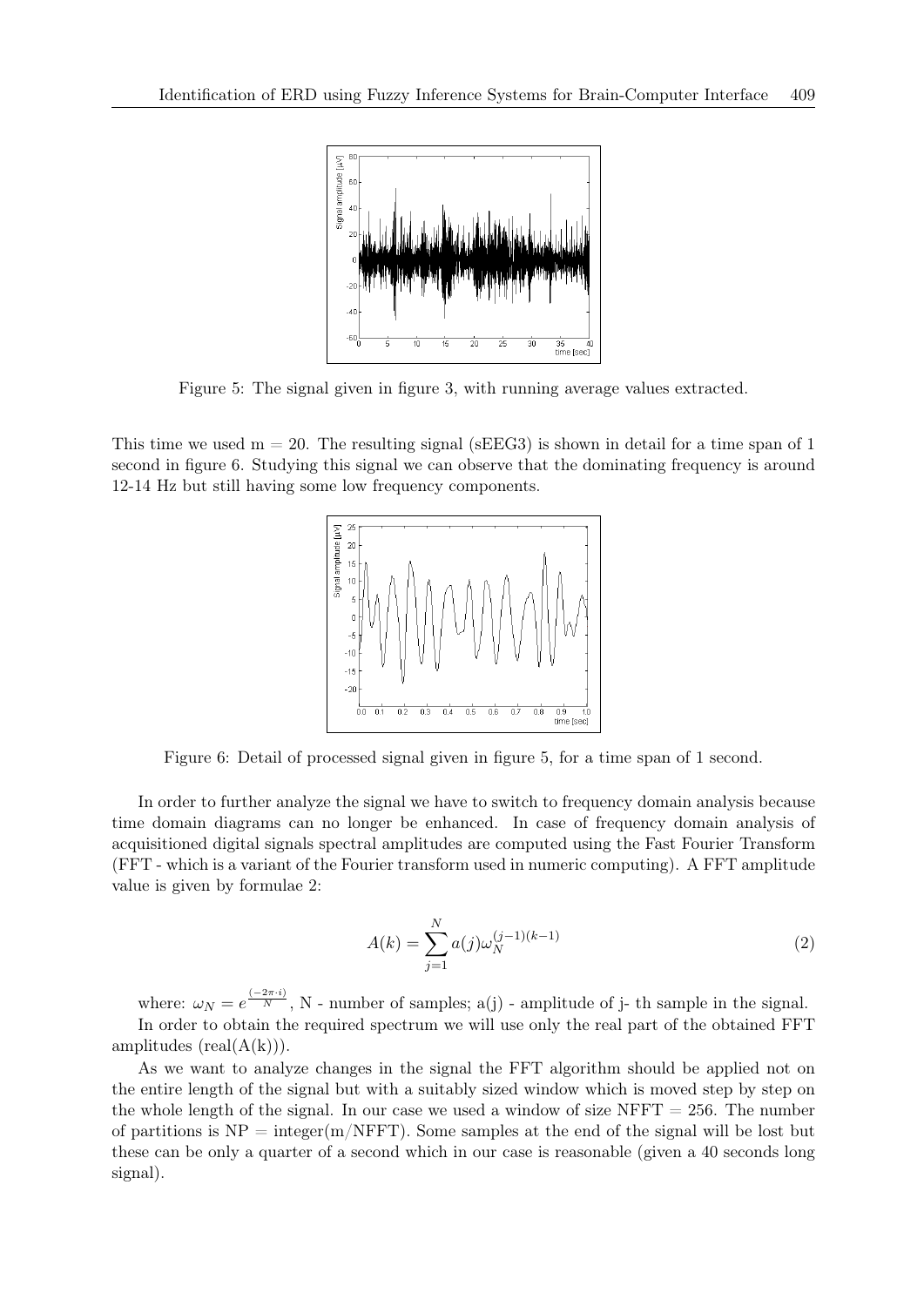Figure 5: The signal given in figure 3, with running average values extracted.

This time we used m = 20. The resulting signal (sEEG3) is shown in detail for a time span of 1 second in figure 6. Studying this signal we can observe that the dominating frequency is around 12-14 Hz but still having some low frequency components.

Figure 6: Detail of processed signal given in figure 5, for a time span of 1 second.

In order to further analyze the signal we have to switch to frequency domain analysis because time domain diagrams can no longer be enhanced. In case of frequency domain analysis of acquisitioned digital signals spectral amplitudes are computed using the Fast Fourier Transform (FFT - which is a variant of the Fourier transform used in numeric computing). A FFT amplitude value is given by formulae 2:

$$A(k) = \sum_{j=1}^{N} a(j)\omega_N^{(j-1)(k-1)} \tag{2}$$

where: $\omega_N = e^{\frac{(-2\pi \cdot i)}{N}}$, N - number of samples; a(j) - amplitude of j- th sample in the signal.

In order to obtain the required spectrum we will use only the real part of the obtained FFT amplitudes (real(A(k))).

As we want to analyze changes in the signal the FFT algorithm should be applied not on the entire length of the signal but with a suitably sized window which is moved step by step on the whole length of the signal. In our case we used a window of size NFFT = 256. The number of partitions is NP = integer(m/NFFT). Some samples at the end of the signal will be lost but these can be only a quarter of a second which in our case is reasonable (given a 40 seconds long signal).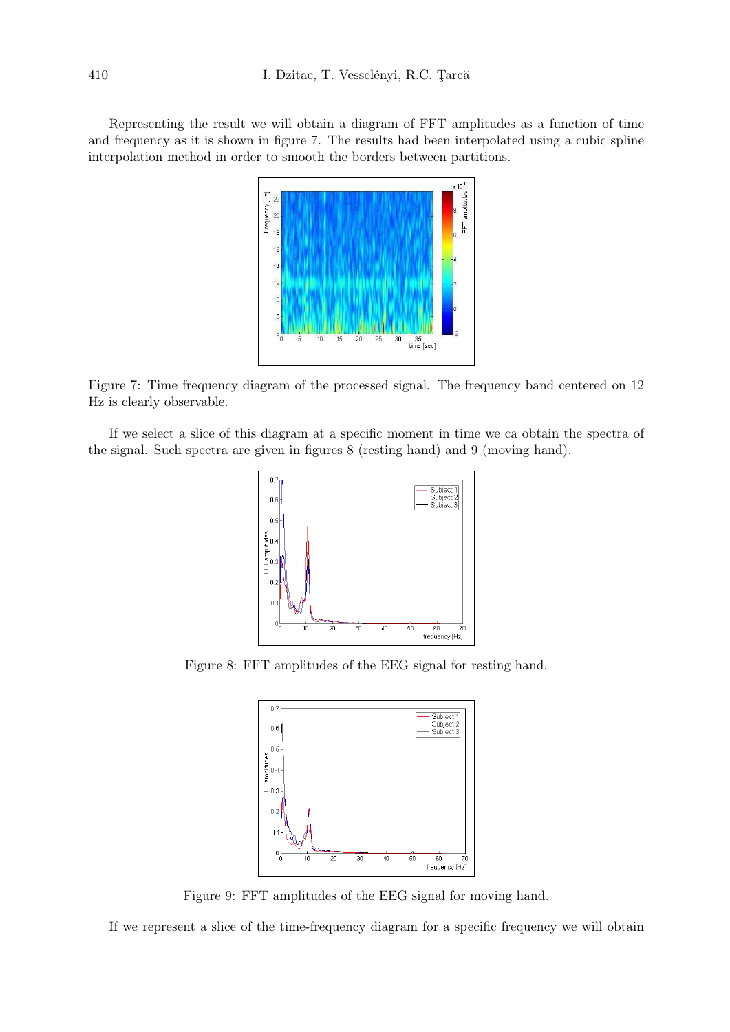Representing the result we will obtain a diagram of FFT amplitudes as a function of time and frequency as it is shown in figure 7. The results had been interpolated using a cubic spline interpolation method in order to smooth the borders between partitions.

Figure 7: Time frequency diagram of the processed signal. The frequency band centered on 12 Hz is clearly observable.

If we select a slice of this diagram at a specific moment in time we ca obtain the spectra of the signal. Such spectra are given in figures 8 (resting hand) and 9 (moving hand).

Figure 8: FFT amplitudes of the EEG signal for resting hand.

Figure 9: FFT amplitudes of the EEG signal for moving hand.

If we represent a slice of the time-frequency diagram for a specific frequency we will obtain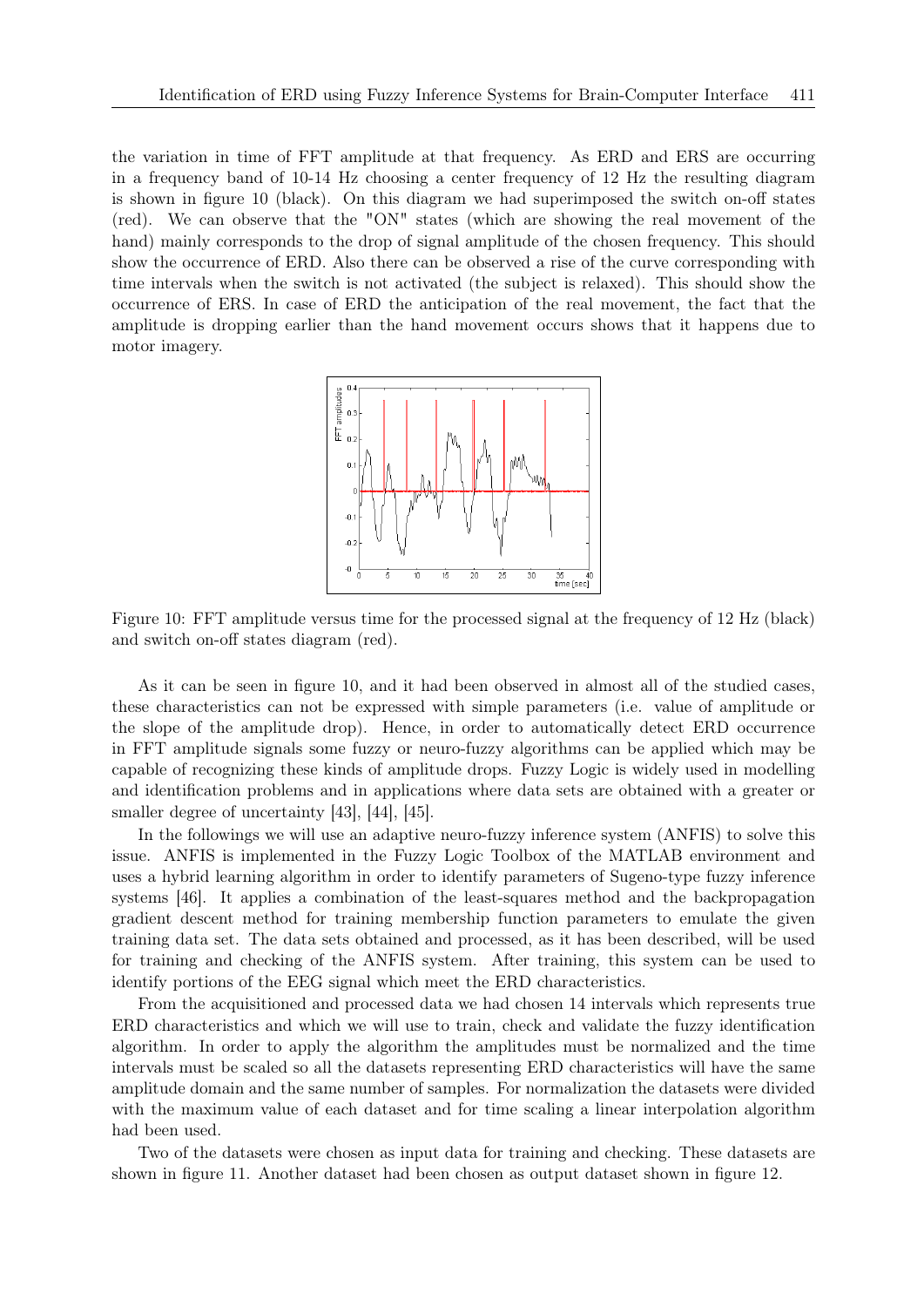the variation in time of FFT amplitude at that frequency. As ERD and ERS are occurring in a frequency band of 10-14 Hz choosing a center frequency of 12 Hz the resulting diagram is shown in figure 10 (black). On this diagram we had superimposed the switch on-off states (red). We can observe that the "ON" states (which are showing the real movement of the hand) mainly corresponds to the drop of signal amplitude of the chosen frequency. This should show the occurrence of ERD. Also there can be observed a rise of the curve corresponding with time intervals when the switch is not activated (the subject is relaxed). This should show the occurrence of ERS. In case of ERD the anticipation of the real movement, the fact that the amplitude is dropping earlier than the hand movement occurs shows that it happens due to motor imagery.

Figure 10: FFT amplitude versus time for the processed signal at the frequency of 12 Hz (black) and switch on-off states diagram (red).

As it can be seen in figure 10, and it had been observed in almost all of the studied cases, these characteristics can not be expressed with simple parameters (i.e. value of amplitude or the slope of the amplitude drop). Hence, in order to automatically detect ERD occurrence in FFT amplitude signals some fuzzy or neuro-fuzzy algorithms can be applied which may be capable of recognizing these kinds of amplitude drops. Fuzzy Logic is widely used in modelling and identification problems and in applications where data sets are obtained with a greater or smaller degree of uncertainty [43], [44], [45].

In the followings we will use an adaptive neuro-fuzzy inference system (ANFIS) to solve this issue. ANFIS is implemented in the Fuzzy Logic Toolbox of the MATLAB environment and uses a hybrid learning algorithm in order to identify parameters of Sugeno-type fuzzy inference systems [46]. It applies a combination of the least-squares method and the backpropagation gradient descent method for training membership function parameters to emulate the given training data set. The data sets obtained and processed, as it has been described, will be used for training and checking of the ANFIS system. After training, this system can be used to identify portions of the EEG signal which meet the ERD characteristics.

From the acquisitioned and processed data we had chosen 14 intervals which represents true ERD characteristics and which we will use to train, check and validate the fuzzy identification algorithm. In order to apply the algorithm the amplitudes must be normalized and the time intervals must be scaled so all the datasets representing ERD characteristics will have the same amplitude domain and the same number of samples. For normalization the datasets were divided with the maximum value of each dataset and for time scaling a linear interpolation algorithm had been used.

Two of the datasets were chosen as input data for training and checking. These datasets are shown in figure 11. Another dataset had been chosen as output dataset shown in figure 12.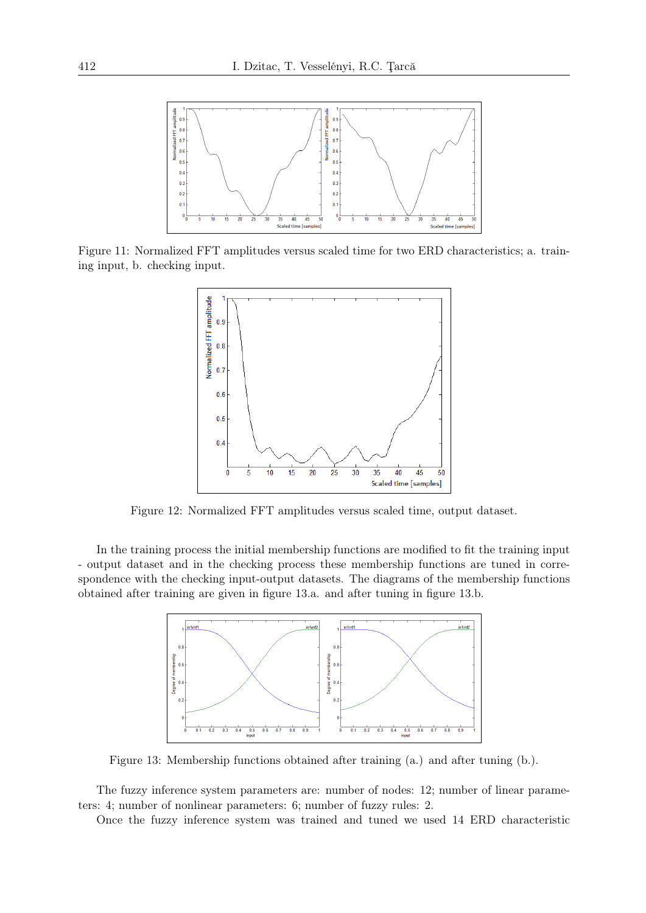Figure 11: Normalized FFT amplitudes versus scaled time for two ERD characteristics; a. training input, b. checking input.

Figure 12: Normalized FFT amplitudes versus scaled time, output dataset.

In the training process the initial membership functions are modified to fit the training input - output dataset and in the checking process these membership functions are tuned in correspondence with the checking input-output datasets. The diagrams of the membership functions obtained after training are given in figure 13.a. and after tuning in figure 13.b.

Figure 13: Membership functions obtained after training (a.) and after tuning (b.).

The fuzzy inference system parameters are: number of nodes: 12; number of linear parameters: 4; number of nonlinear parameters: 6; number of fuzzy rules: 2.

Once the fuzzy inference system was trained and tuned we used 14 ERD characteristic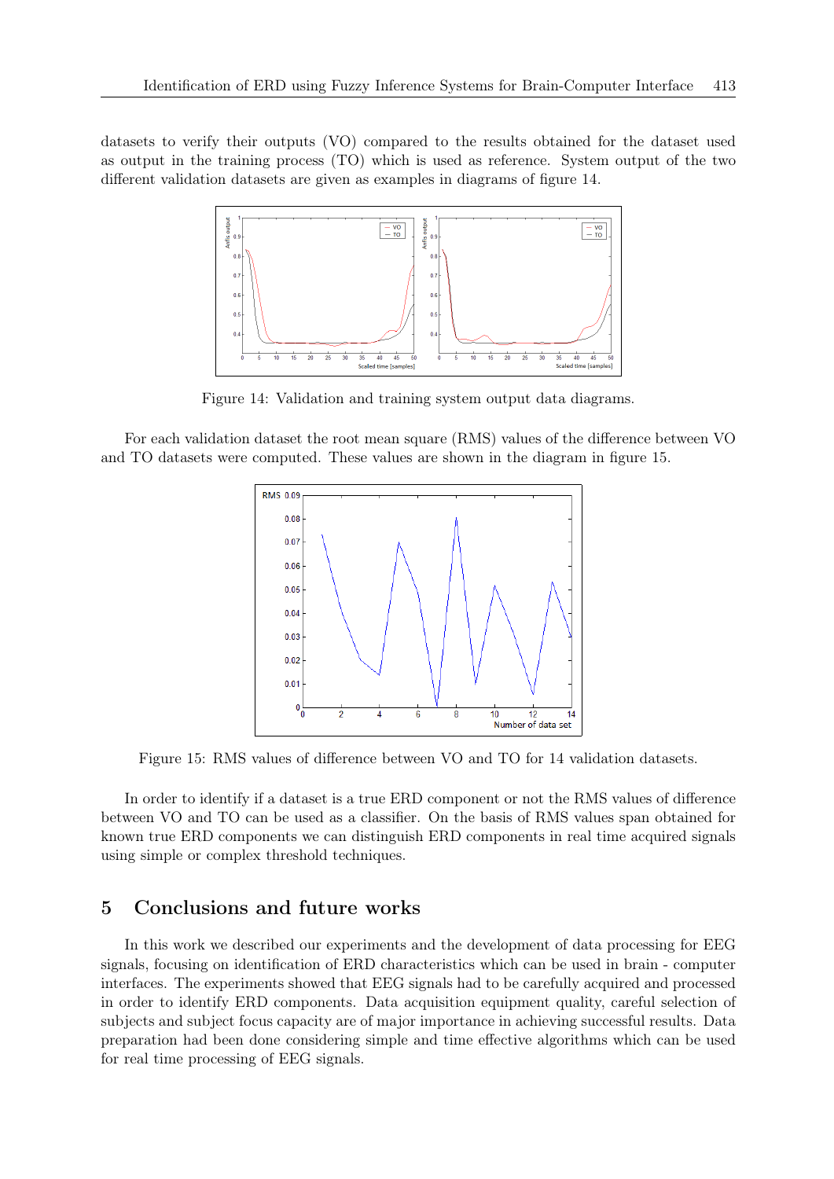datasets to verify their outputs (VO) compared to the results obtained for the dataset used as output in the training process (TO) which is used as reference. System output of the two different validation datasets are given as examples in diagrams of figure 14.

Figure 14: Validation and training system output data diagrams.

For each validation dataset the root mean square (RMS) values of the difference between VO and TO datasets were computed. These values are shown in the diagram in figure 15.

Figure 15: RMS values of difference between VO and TO for 14 validation datasets.

In order to identify if a dataset is a true ERD component or not the RMS values of difference between VO and TO can be used as a classifier. On the basis of RMS values span obtained for known true ERD components we can distinguish ERD components in real time acquired signals using simple or complex threshold techniques.

## 5 Conclusions and future works

In this work we described our experiments and the development of data processing for EEG signals, focusing on identification of ERD characteristics which can be used in brain - computer interfaces. The experiments showed that EEG signals had to be carefully acquired and processed in order to identify ERD components. Data acquisition equipment quality, careful selection of subjects and subject focus capacity are of major importance in achieving successful results. Data preparation had been done considering simple and time effective algorithms which can be used for real time processing of EEG signals.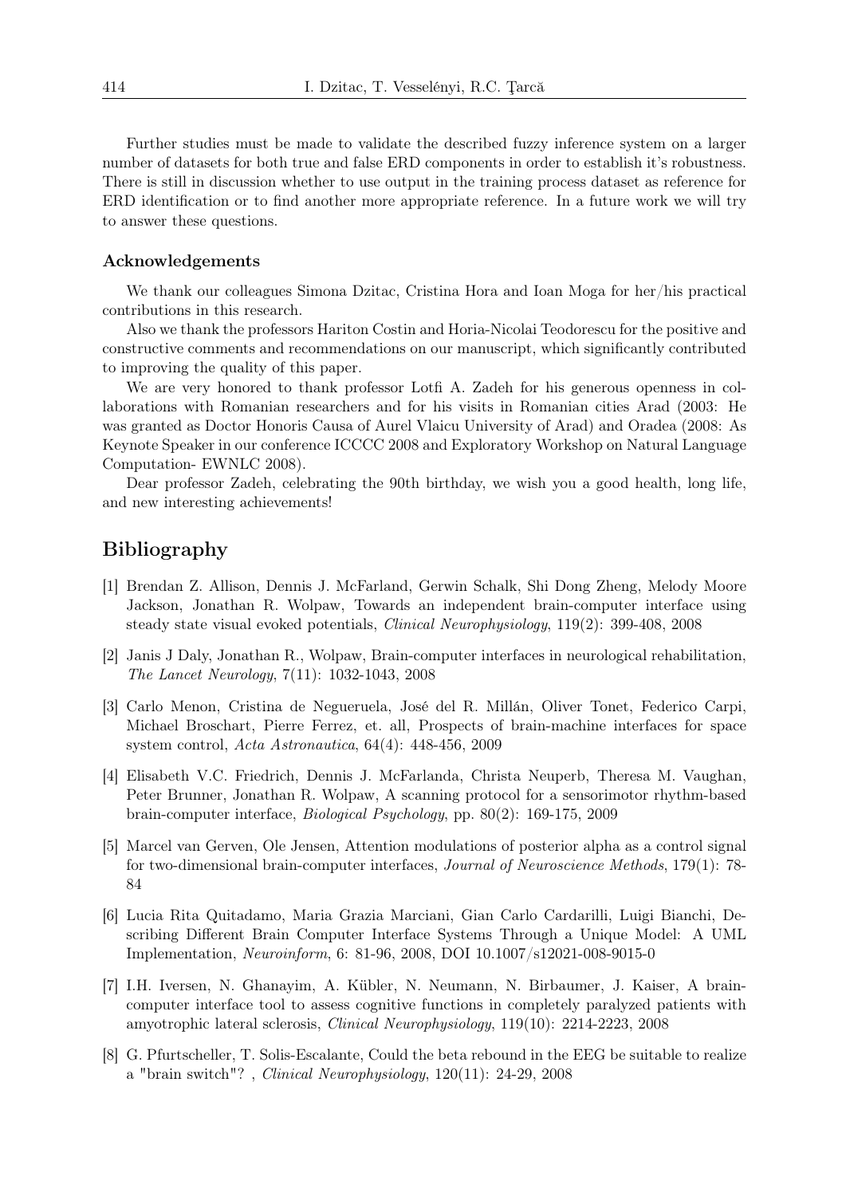Further studies must be made to validate the described fuzzy inference system on a larger number of datasets for both true and false ERD components in order to establish it's robustness. There is still in discussion whether to use output in the training process dataset as reference for ERD identification or to find another more appropriate reference. In a future work we will try to answer these questions.

### Acknowledgements

We thank our colleagues Simona Dzitac, Cristina Hora and Ioan Moga for her/his practical contributions in this research.

Also we thank the professors Hariton Costin and Horia-Nicolai Teodorescu for the positive and constructive comments and recommendations on our manuscript, which significantly contributed to improving the quality of this paper.

We are very honored to thank professor Lotfi A. Zadeh for his generous openness in collaborations with Romanian researchers and for his visits in Romanian cities Arad (2003: He was granted as Doctor Honoris Causa of Aurel Vlaicu University of Arad) and Oradea (2008: As Keynote Speaker in our conference ICCCC 2008 and Exploratory Workshop on Natural Language Computation- EWNLC 2008).

Dear professor Zadeh, celebrating the 90th birthday, we wish you a good health, long life, and new interesting achievements!

## Bibliography

[1] Brendan Z. Allison, Dennis J. McFarland, Gerwin Schalk, Shi Dong Zheng, Melody Moore Jackson, Jonathan R. Wolpaw, Towards an independent brain-computer interface using steady state visual evoked potentials, *Clinical Neurophysiology*, 119(2): 399-408, 2008

[2] Janis J Daly, Jonathan R., Wolpaw, Brain-computer interfaces in neurological rehabilitation, *The Lancet Neurology*, 7(11): 1032-1043, 2008

[3] Carlo Menon, Cristina de Negueruela, José del R. Millán, Oliver Tonet, Federico Carpi, Michael Broschart, Pierre Ferrez, et. all, Prospects of brain-machine interfaces for space system control, *Acta Astronautica*, 64(4): 448-456, 2009

[4] Elisabeth V.C. Friedrich, Dennis J. McFarlanda, Christa Neuperb, Theresa M. Vaughan, Peter Brunner, Jonathan R. Wolpaw, A scanning protocol for a sensorimotor rhythm-based brain-computer interface, *Biological Psychology*, pp. 80(2): 169-175, 2009

[5] Marcel van Gerven, Ole Jensen, Attention modulations of posterior alpha as a control signal for two-dimensional brain-computer interfaces, *Journal of Neuroscience Methods*, 179(1): 78-84

[6] Lucia Rita Quitadamo, Maria Grazia Marciani, Gian Carlo Cardarilli, Luigi Bianchi, Describing Different Brain Computer Interface Systems Through a Unique Model: A UML Implementation, *Neuroinform*, 6: 81-96, 2008, DOI 10.1007/s12021-008-9015-0

[7] I.H. Iversen, N. Ghanayim, A. Kübler, N. Neumann, N. Birbaumer, J. Kaiser, A brain-computer interface tool to assess cognitive functions in completely paralyzed patients with amyotrophic lateral sclerosis, *Clinical Neurophysiology*, 119(10): 2214-2223, 2008

[8] G. Pfurtscheller, T. Solis-Escalante, Could the beta rebound in the EEG be suitable to realize a "brain switch"? , *Clinical Neurophysiology*, 120(11): 24-29, 2008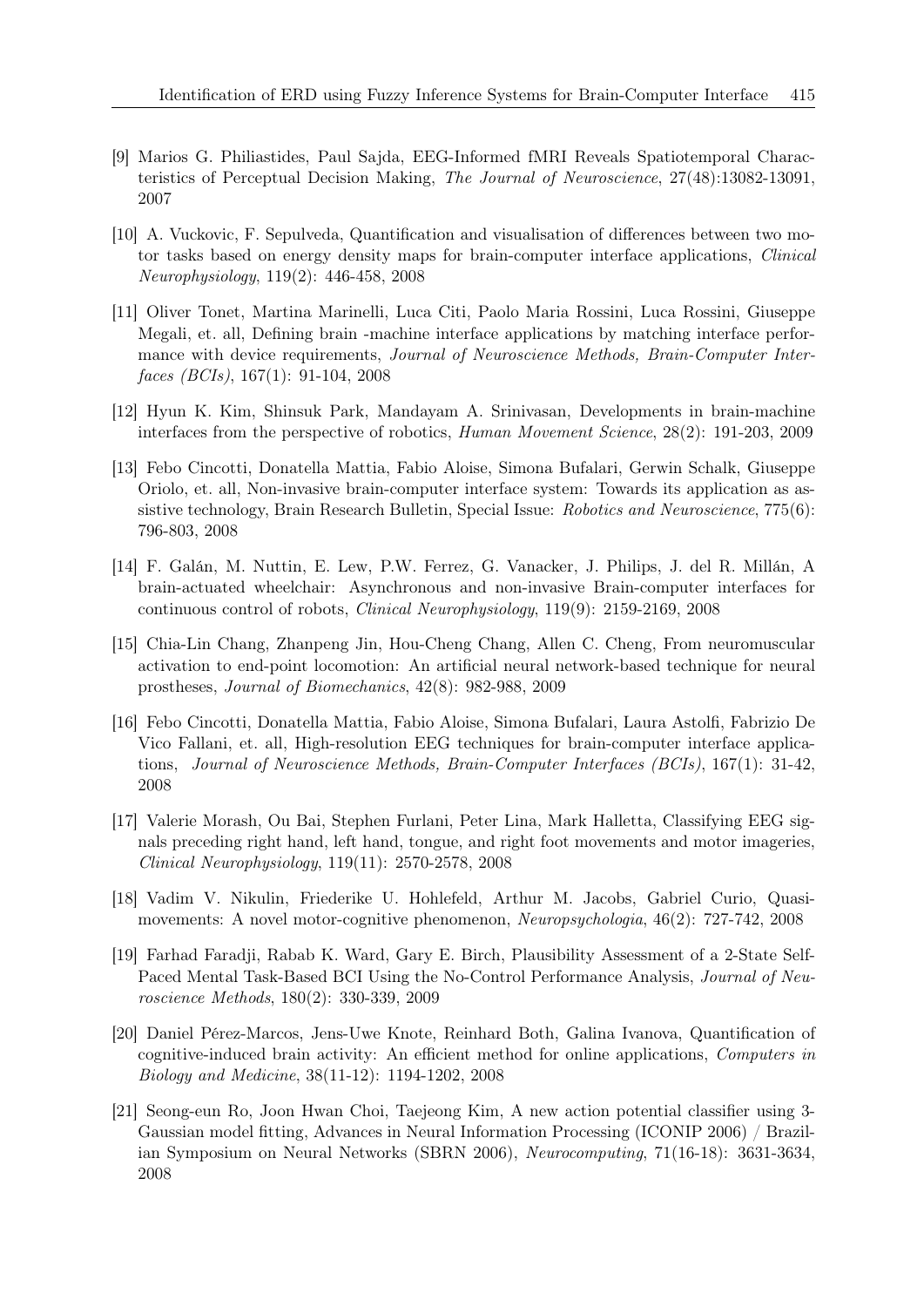[9] Marios G. Philiastides, Paul Sajda, EEG-Informed fMRI Reveals Spatiotemporal Characteristics of Perceptual Decision Making, *The Journal of Neuroscience*, 27(48):13082-13091, 2007

[10] A. Vuckovic, F. Sepulveda, Quantification and visualisation of differences between two motor tasks based on energy density maps for brain-computer interface applications, *Clinical Neurophysiology*, 119(2): 446-458, 2008

[11] Oliver Tonet, Martina Marinelli, Luca Citi, Paolo Maria Rossini, Luca Rossini, Giuseppe Megali, et. all, Defining brain -machine interface applications by matching interface performance with device requirements, *Journal of Neuroscience Methods, Brain-Computer Interfaces (BCIs)*, 167(1): 91-104, 2008

[12] Hyun K. Kim, Shinsuk Park, Mandayam A. Srinivasan, Developments in brain-machine interfaces from the perspective of robotics, *Human Movement Science*, 28(2): 191-203, 2009

[13] Febo Cincotti, Donatella Mattia, Fabio Aloise, Simona Bufalari, Gerwin Schalk, Giuseppe Oriolo, et. all, Non-invasive brain-computer interface system: Towards its application as assistive technology, Brain Research Bulletin, Special Issue: *Robotics and Neuroscience*, 775(6): 796-803, 2008

[14] F. Galán, M. Nuttin, E. Lew, P.W. Ferrez, G. Vanacker, J. Philips, J. del R. Millán, A brain-actuated wheelchair: Asynchronous and non-invasive Brain-computer interfaces for continuous control of robots, *Clinical Neurophysiology*, 119(9): 2159-2169, 2008

[15] Chia-Lin Chang, Zhanpeng Jin, Hou-Cheng Chang, Allen C. Cheng, From neuromuscular activation to end-point locomotion: An artificial neural network-based technique for neural prostheses, *Journal of Biomechanics*, 42(8): 982-988, 2009

[16] Febo Cincotti, Donatella Mattia, Fabio Aloise, Simona Bufalari, Laura Astolfi, Fabrizio De Vico Fallani, et. all, High-resolution EEG techniques for brain-computer interface applications, *Journal of Neuroscience Methods, Brain-Computer Interfaces (BCIs)*, 167(1): 31-42, 2008

[17] Valerie Morash, Ou Bai, Stephen Furlani, Peter Lina, Mark Halletta, Classifying EEG signals preceding right hand, left hand, tongue, and right foot movements and motor imageries, *Clinical Neurophysiology*, 119(11): 2570-2578, 2008

[18] Vadim V. Nikulin, Friederike U. Hohlefeld, Arthur M. Jacobs, Gabriel Curio, Quasi-movements: A novel motor-cognitive phenomenon, *Neuropsychologia*, 46(2): 727-742, 2008

[19] Farhad Faradji, Rabab K. Ward, Gary E. Birch, Plausibility Assessment of a 2-State Self-Paced Mental Task-Based BCI Using the No-Control Performance Analysis, *Journal of Neuroscience Methods*, 180(2): 330-339, 2009

[20] Daniel Pérez-Marcos, Jens-Uwe Knote, Reinhard Both, Galina Ivanova, Quantification of cognitive-induced brain activity: An efficient method for online applications, *Computers in Biology and Medicine*, 38(11-12): 1194-1202, 2008

[21] Seong-eun Ro, Joon Hwan Choi, Taejeong Kim, A new action potential classifier using 3-Gaussian model fitting, Advances in Neural Information Processing (ICONIP 2006) / Brazilian Symposium on Neural Networks (SBRN 2006), *Neurocomputing*, 71(16-18): 3631-3634, 2008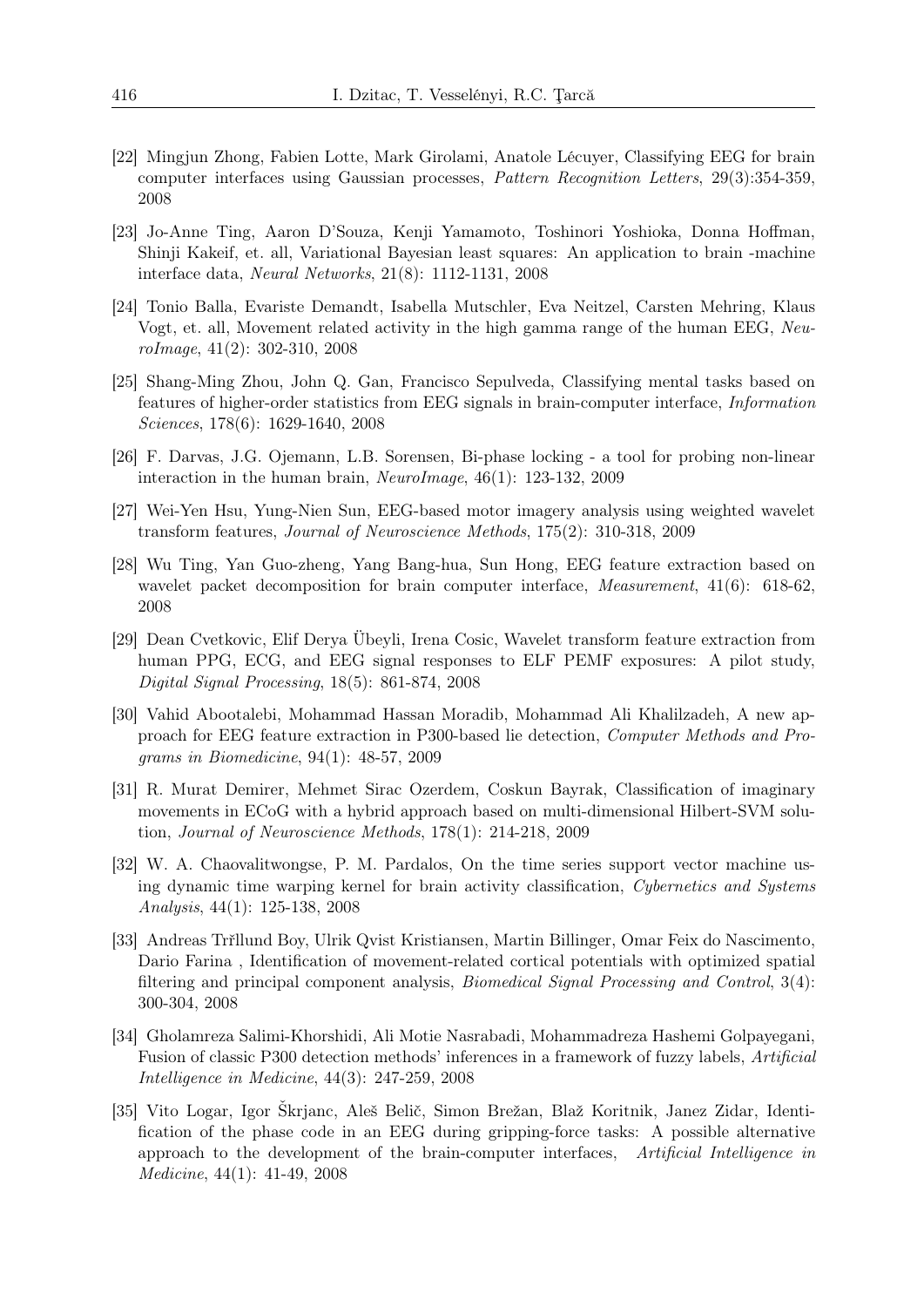[22] Mingjun Zhong, Fabien Lotte, Mark Girolami, Anatole Lécuyer, Classifying EEG for brain computer interfaces using Gaussian processes, *Pattern Recognition Letters*, 29(3):354-359, 2008

[23] Jo-Anne Ting, Aaron D'Souza, Kenji Yamamoto, Toshinori Yoshioka, Donna Hoffman, Shinji Kakeif, et. all, Variational Bayesian least squares: An application to brain -machine interface data, *Neural Networks*, 21(8): 1112-1131, 2008

[24] Tonio Balla, Evariste Demandt, Isabella Mutschler, Eva Neitzel, Carsten Mehring, Klaus Vogt, et. all, Movement related activity in the high gamma range of the human EEG, *NeuroImage*, 41(2): 302-310, 2008

[25] Shang-Ming Zhou, John Q. Gan, Francisco Sepulveda, Classifying mental tasks based on features of higher-order statistics from EEG signals in brain-computer interface, *Information Sciences*, 178(6): 1629-1640, 2008

[26] F. Darvas, J.G. Ojemann, L.B. Sorensen, Bi-phase locking - a tool for probing non-linear interaction in the human brain, *NeuroImage*, 46(1): 123-132, 2009

[27] Wei-Yen Hsu, Yung-Nien Sun, EEG-based motor imagery analysis using weighted wavelet transform features, *Journal of Neuroscience Methods*, 175(2): 310-318, 2009

[28] Wu Ting, Yan Guo-zheng, Yang Bang-hua, Sun Hong, EEG feature extraction based on wavelet packet decomposition for brain computer interface, *Measurement*, 41(6): 618-62, 2008

[29] Dean Cvetkovic, Elif Derya Übeyli, Irena Cosic, Wavelet transform feature extraction from human PPG, ECG, and EEG signal responses to ELF PEMF exposures: A pilot study, *Digital Signal Processing*, 18(5): 861-874, 2008

[30] Vahid Abootalebi, Mohammad Hassan Moradib, Mohammad Ali Khalilzadeh, A new approach for EEG feature extraction in P300-based lie detection, *Computer Methods and Programs in Biomedicine*, 94(1): 48-57, 2009

[31] R. Murat Demirer, Mehmet Sirac Ozerdem, Coskun Bayrak, Classification of imaginary movements in ECoG with a hybrid approach based on multi-dimensional Hilbert-SVM solution, *Journal of Neuroscience Methods*, 178(1): 214-218, 2009

[32] W. A. Chaovalitwongse, P. M. Pardalos, On the time series support vector machine using dynamic time warping kernel for brain activity classification, *Cybernetics and Systems Analysis*, 44(1): 125-138, 2008

[33] Andreas Trřllund Boy, Ulrik Qvist Kristiansen, Martin Billinger, Omar Feix do Nascimento, Dario Farina , Identification of movement-related cortical potentials with optimized spatial filtering and principal component analysis, *Biomedical Signal Processing and Control*, 3(4): 300-304, 2008

[34] Gholamreza Salimi-Khorshidi, Ali Motie Nasrabadi, Mohammadreza Hashemi Golpayegani, Fusion of classic P300 detection methods' inferences in a framework of fuzzy labels, *Artificial Intelligence in Medicine*, 44(3): 247-259, 2008

[35] Vito Logar, Igor Škrjanc, Aleš Belič, Simon Brežan, Blaž Koritnik, Janez Zidar, Identification of the phase code in an EEG during gripping-force tasks: A possible alternative approach to the development of the brain-computer interfaces, *Artificial Intelligence in Medicine*, 44(1): 41-49, 2008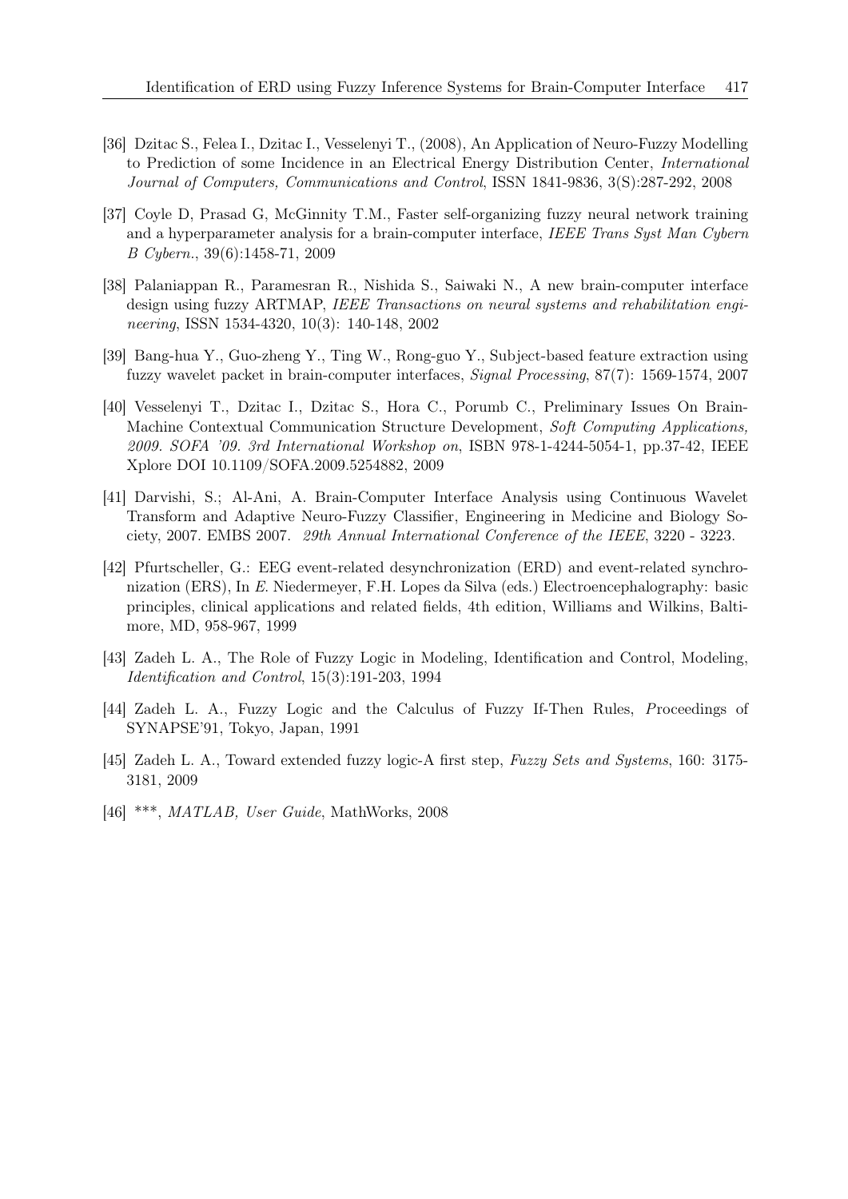[36] Dzitac S., Felea I., Dzitac I., Vesselenyi T., (2008), An Application of Neuro-Fuzzy Modelling to Prediction of some Incidence in an Electrical Energy Distribution Center, *International Journal of Computers, Communications and Control*, ISSN 1841-9836, 3(S):287-292, 2008

[37] Coyle D, Prasad G, McGinnity T.M., Faster self-organizing fuzzy neural network training and a hyperparameter analysis for a brain-computer interface, *IEEE Trans Syst Man Cybern B Cybern.*, 39(6):1458-71, 2009

[38] Palaniappan R., Paramesran R., Nishida S., Saiwaki N., A new brain-computer interface design using fuzzy ARTMAP, *IEEE Transactions on neural systems and rehabilitation engineering*, ISSN 1534-4320, 10(3): 140-148, 2002

[39] Bang-hua Y., Guo-zheng Y., Ting W., Rong-guo Y., Subject-based feature extraction using fuzzy wavelet packet in brain-computer interfaces, *Signal Processing*, 87(7): 1569-1574, 2007

[40] Vesselenyi T., Dzitac I., Dzitac S., Hora C., Porumb C., Preliminary Issues On Brain-Machine Contextual Communication Structure Development, *Soft Computing Applications, 2009. SOFA '09. 3rd International Workshop on*, ISBN 978-1-4244-5054-1, pp.37-42, IEEE Xplore DOI 10.1109/SOFA.2009.5254882, 2009

[41] Darvishi, S.; Al-Ani, A. Brain-Computer Interface Analysis using Continuous Wavelet Transform and Adaptive Neuro-Fuzzy Classifier, Engineering in Medicine and Biology Society, 2007. EMBS 2007. *29th Annual International Conference of the IEEE*, 3220 - 3223.

[42] Pfurtscheller, G.: EEG event-related desynchronization (ERD) and event-related synchronization (ERS), In *E*. Niedermeyer, F.H. Lopes da Silva (eds.) Electroencephalography: basic principles, clinical applications and related fields, 4th edition, Williams and Wilkins, Baltimore, MD, 958-967, 1999

[43] Zadeh L. A., The Role of Fuzzy Logic in Modeling, Identification and Control, Modeling, *Identification and Control*, 15(3):191-203, 1994

[44] Zadeh L. A., Fuzzy Logic and the Calculus of Fuzzy If-Then Rules, *P*roceedings of SYNAPSE'91, Tokyo, Japan, 1991

[45] Zadeh L. A., Toward extended fuzzy logic-A first step, *Fuzzy Sets and Systems*, 160: 3175-3181, 2009

[46] ***, *MATLAB, User Guide*, MathWorks, 2008